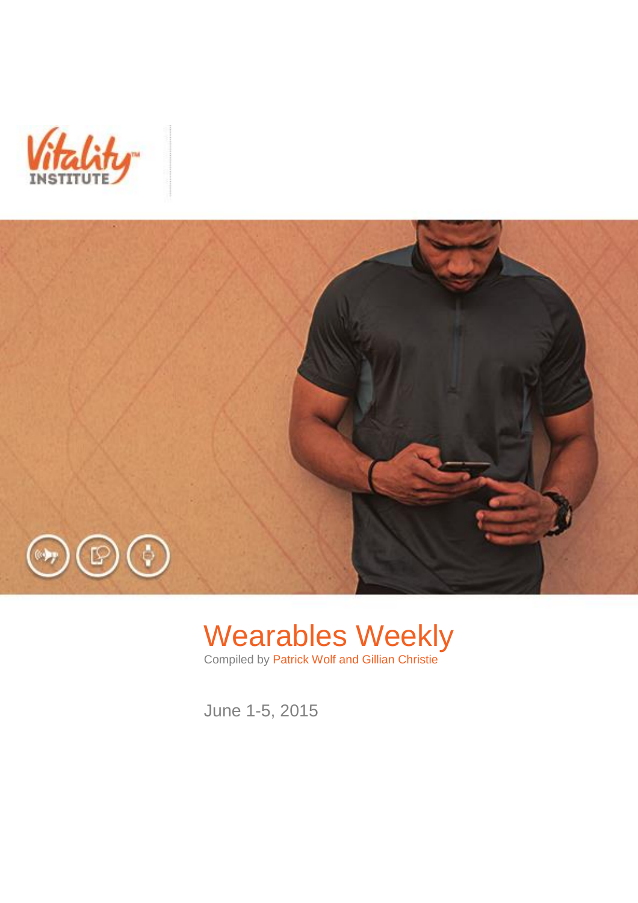Vitality INSTITUTE

# Wearables Weekly

Compiled by Patrick Wolf and Gillian Christie

June 1-5, 2015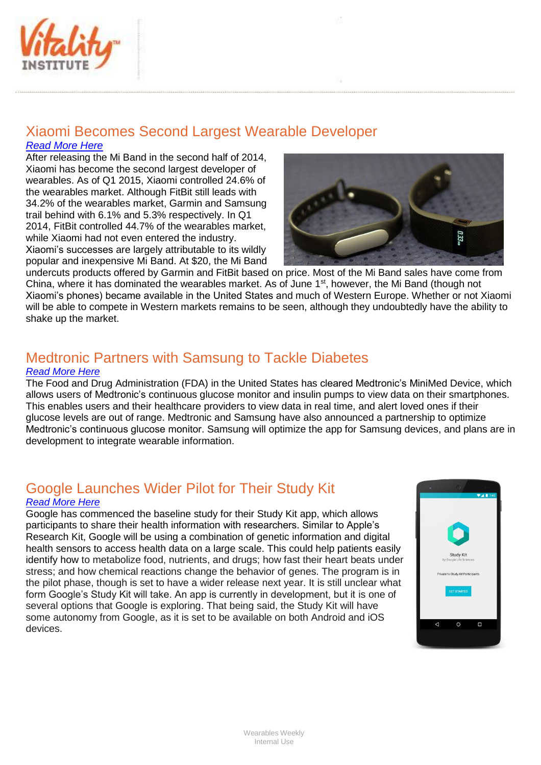## Xiaomi Becomes Second Largest Wearable Developer

*Read More Here*

After releasing the Mi Band in the second half of 2014, Xiaomi has become the second largest developer of wearables. As of Q1 2015, Xiaomi controlled 24.6% of the wearables market. Although FitBit still leads with 34.2% of the wearables market, Garmin and Samsung trail behind with 6.1% and 5.3% respectively. In Q1 2014, FitBit controlled 44.7% of the wearables market, while Xiaomi had not even entered the industry. Xiaomi's successes are largely attributable to its wildly popular and inexpensive Mi Band. At $20, the Mi Band undercuts products offered by Garmin and FitBit based on price. Most of the Mi Band sales have come from China, where it has dominated the wearables market. As of June 1st, however, the Mi Band (though not Xiaomi's phones) became available in the United States and much of Western Europe. Whether or not Xiaomi will be able to compete in Western markets remains to be seen, although they undoubtedly have the ability to shake up the market.

## Medtronic Partners with Samsung to Tackle Diabetes

*Read More Here*

The Food and Drug Administration (FDA) in the United States has cleared Medtronic's MiniMed Device, which allows users of Medtronic's continuous glucose monitor and insulin pumps to view data on their smartphones. This enables users and their healthcare providers to view data in real time, and alert loved ones if their glucose levels are out of range. Medtronic and Samsung have also announced a partnership to optimize Medtronic's continuous glucose monitor. Samsung will optimize the app for Samsung devices, and plans are in development to integrate wearable information.

## Google Launches Wider Pilot for Their Study Kit

*Read More Here*

Google has commenced the baseline study for their Study Kit app, which allows participants to share their health information with researchers. Similar to Apple's Research Kit, Google will be using a combination of genetic information and digital health sensors to access health data on a large scale. This could help patients easily identify how to metabolize food, nutrients, and drugs; how fast their heart beats under stress; and how chemical reactions change the behavior of genes. The program is in the pilot phase, though is set to have a wider release next year. It is still unclear what form Google's Study Kit will take. An app is currently in development, but it is one of several options that Google is exploring. That being said, the Study Kit will have some autonomy from Google, as it is set to be available on both Android and iOS devices.